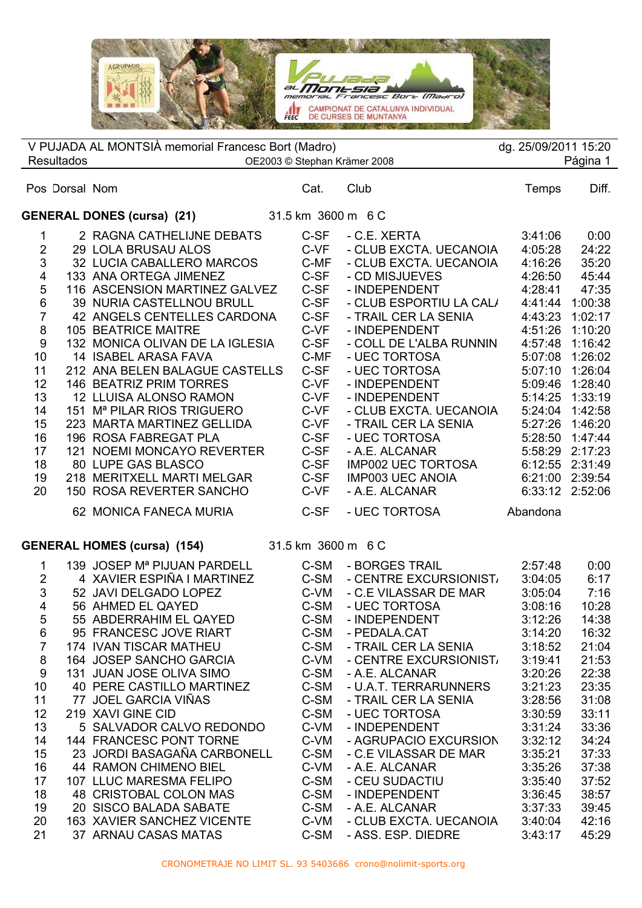V PUJADA AL MONTSIÀ memorial Francesc Bort (Madro) — dg. 25/09/2011 15:20

Resultados — OE2003 © Stephan Krämer 2008

## GENERAL DONES (cursa) (21) — 31.5 km 3600 m 6 C

| Pos | Dorsal | Nom | Cat. | Club | Temps | Diff. |
|---|---|---|---|---|---|---|
| 1 | 2 | RAGNA CATHELIJNE DEBATS | C-SF | - C.E. XERTA | 3:41:06 | 0:00 |
| 2 | 29 | LOLA BRUSAU ALOS | C-VF | - CLUB EXCTA. UECANOIA | 4:05:28 | 24:22 |
| 3 | 32 | LUCIA CABALLERO MARCOS | C-MF | - CLUB EXCTA. UECANOIA | 4:16:26 | 35:20 |
| 4 | 133 | ANA ORTEGA JIMENEZ | C-SF | - CD MISJUEVES | 4:26:50 | 45:44 |
| 5 | 116 | ASCENSION MARTINEZ GALVEZ | C-SF | - INDEPENDENT | 4:28:41 | 47:35 |
| 6 | 39 | NURIA CASTELLNOU BRULL | C-SF | - CLUB ESPORTIU LA CAL/ | 4:41:44 | 1:00:38 |
| 7 | 42 | ANGELS CENTELLES CARDONA | C-SF | - TRAIL CER LA SENIA | 4:43:23 | 1:02:17 |
| 8 | 105 | BEATRICE MAITRE | C-VF | - INDEPENDENT | 4:51:26 | 1:10:20 |
| 9 | 132 | MONICA OLIVAN DE LA IGLESIA | C-SF | - COLL DE L'ALBA RUNNIN | 4:57:48 | 1:16:42 |
| 10 | 14 | ISABEL ARASA FAVA | C-MF | - UEC TORTOSA | 5:07:08 | 1:26:02 |
| 11 | 212 | ANA BELEN BALAGUE CASTELLS | C-SF | - UEC TORTOSA | 5:07:10 | 1:26:04 |
| 12 | 146 | BEATRIZ PRIM TORRES | C-VF | - INDEPENDENT | 5:09:46 | 1:28:40 |
| 13 | 12 | LLUISA ALONSO RAMON | C-VF | - INDEPENDENT | 5:14:25 | 1:33:19 |
| 14 | 151 | Mª PILAR RIOS TRIGUERO | C-VF | - CLUB EXCTA. UECANOIA | 5:24:04 | 1:42:58 |
| 15 | 223 | MARTA MARTINEZ GELLIDA | C-VF | - TRAIL CER LA SENIA | 5:27:26 | 1:46:20 |
| 16 | 196 | ROSA FABREGAT PLA | C-SF | - UEC TORTOSA | 5:28:50 | 1:47:44 |
| 17 | 121 | NOEMI MONCAYO REVERTER | C-SF | - A.E. ALCANAR | 5:58:29 | 2:17:23 |
| 18 | 80 | LUPE GAS BLASCO | C-SF | IMP002 UEC TORTOSA | 6:12:55 | 2:31:49 |
| 19 | 218 | MERITXELL MARTI MELGAR | C-SF | IMP003 UEC ANOIA | 6:21:00 | 2:39:54 |
| 20 | 150 | ROSA REVERTER SANCHO | C-VF | - A.E. ALCANAR | 6:33:12 | 2:52:06 |
|  | 62 | MONICA FANECA MURIA | C-SF | - UEC TORTOSA | Abandona |  |

## GENERAL HOMES (cursa) (154) — 31.5 km 3600 m 6 C

| Pos | Dorsal | Nom | Cat. | Club | Temps | Diff. |
|---|---|---|---|---|---|---|
| 1 | 139 | JOSEP Mª PIJUAN PARDELL | C-SM | - BORGES TRAIL | 2:57:48 | 0:00 |
| 2 | 4 | XAVIER ESPIÑA I MARTINEZ | C-SM | - CENTRE EXCURSIONIST/ | 3:04:05 | 6:17 |
| 3 | 52 | JAVI DELGADO LOPEZ | C-VM | - C.E VILASSAR DE MAR | 3:05:04 | 7:16 |
| 4 | 56 | AHMED EL QAYED | C-SM | - UEC TORTOSA | 3:08:16 | 10:28 |
| 5 | 55 | ABDERRAHIM EL QAYED | C-SM | - INDEPENDENT | 3:12:26 | 14:38 |
| 6 | 95 | FRANCESC JOVE RIART | C-SM | - PEDALA.CAT | 3:14:20 | 16:32 |
| 7 | 174 | IVAN TISCAR MATHEU | C-SM | - TRAIL CER LA SENIA | 3:18:52 | 21:04 |
| 8 | 164 | JOSEP SANCHO GARCIA | C-VM | - CENTRE EXCURSIONIST/ | 3:19:41 | 21:53 |
| 9 | 131 | JUAN JOSE OLIVA SIMO | C-SM | - A.E. ALCANAR | 3:20:26 | 22:38 |
| 10 | 40 | PERE CASTILLO MARTINEZ | C-SM | - U.A.T. TERRARUNNERS | 3:21:23 | 23:35 |
| 11 | 77 | JOEL GARCIA VIÑAS | C-SM | - TRAIL CER LA SENIA | 3:28:56 | 31:08 |
| 12 | 219 | XAVI GINE CID | C-SM | - UEC TORTOSA | 3:30:59 | 33:11 |
| 13 | 5 | SALVADOR CALVO REDONDO | C-VM | - INDEPENDENT | 3:31:24 | 33:36 |
| 14 | 144 | FRANCESC PONT TORNE | C-VM | - AGRUPACIO EXCURSION | 3:32:12 | 34:24 |
| 15 | 23 | JORDI BASAGAÑA CARBONELL | C-SM | - C.E VILASSAR DE MAR | 3:35:21 | 37:33 |
| 16 | 44 | RAMON CHIMENO BIEL | C-VM | - A.E. ALCANAR | 3:35:26 | 37:38 |
| 17 | 107 | LLUC MARESMA FELIPO | C-SM | - CEU SUDACTIU | 3:35:40 | 37:52 |
| 18 | 48 | CRISTOBAL COLON MAS | C-SM | - INDEPENDENT | 3:36:45 | 38:57 |
| 19 | 20 | SISCO BALADA SABATE | C-SM | - A.E. ALCANAR | 3:37:33 | 39:45 |
| 20 | 163 | XAVIER SANCHEZ VICENTE | C-VM | - CLUB EXCTA. UECANOIA | 3:40:04 | 42:16 |
| 21 | 37 | ARNAU CASAS MATAS | C-SM | - ASS. ESP. DIEDRE | 3:43:17 | 45:29 |

CRONOMETRAJE NO LIMIT SL. 93 5403686 crono@nolimit-sports.org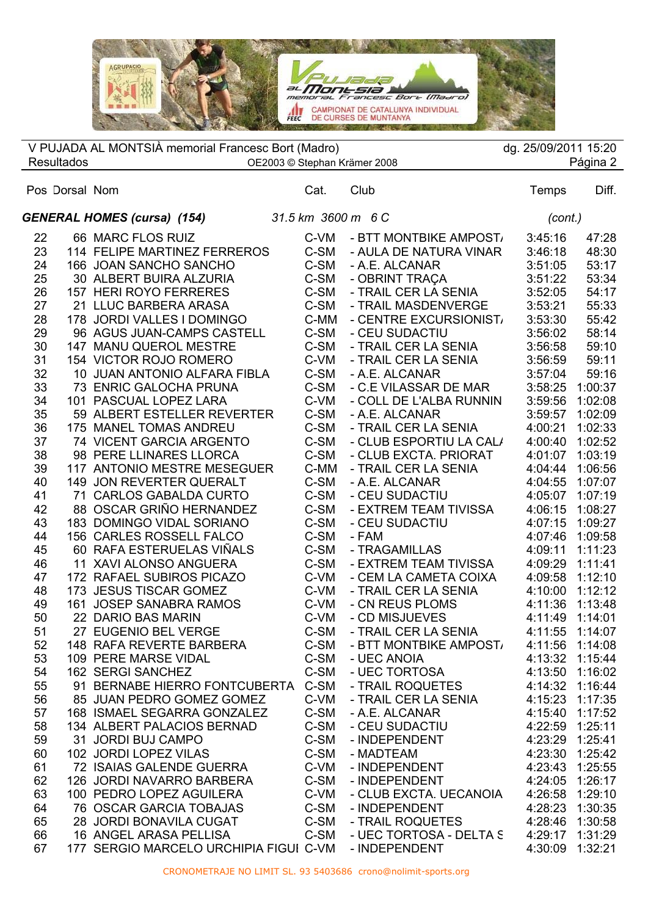V PUJADA AL MONTSIÀ memorial Francesc Bort (Madro)
Resultados

OE2003 © Stephan Krämer 2008

dg. 25/09/2011 15:20

**GENERAL HOMES (cursa) (154)** *31.5 km 3600 m 6 C* *(cont.)*

| Pos | Dorsal | Nom | Cat. | Club | Temps | Diff. |
|---|---|---|---|---|---|---|
| 22 | 66 | MARC FLOS RUIZ | C-VM | - BTT MONTBIKE AMPOST/ | 3:45:16 | 47:28 |
| 23 | 114 | FELIPE MARTINEZ FERREROS | C-SM | - AULA DE NATURA VINAR | 3:46:18 | 48:30 |
| 24 | 166 | JOAN SANCHO SANCHO | C-SM | - A.E. ALCANAR | 3:51:05 | 53:17 |
| 25 | 30 | ALBERT BUIRA ALZURIA | C-SM | - OBRINT TRAÇA | 3:51:22 | 53:34 |
| 26 | 157 | HERI ROYO FERRERES | C-SM | - TRAIL CER LA SENIA | 3:52:05 | 54:17 |
| 27 | 21 | LLUC BARBERA ARASA | C-SM | - TRAIL MASDENVERGE | 3:53:21 | 55:33 |
| 28 | 178 | JORDI VALLES I DOMINGO | C-MM | - CENTRE EXCURSIONIST/ | 3:53:30 | 55:42 |
| 29 | 96 | AGUS JUAN-CAMPS CASTELL | C-SM | - CEU SUDACTIU | 3:56:02 | 58:14 |
| 30 | 147 | MANU QUEROL MESTRE | C-SM | - TRAIL CER LA SENIA | 3:56:58 | 59:10 |
| 31 | 154 | VICTOR ROJO ROMERO | C-VM | - TRAIL CER LA SENIA | 3:56:59 | 59:11 |
| 32 | 10 | JUAN ANTONIO ALFARA FIBLA | C-SM | - A.E. ALCANAR | 3:57:04 | 59:16 |
| 33 | 73 | ENRIC GALOCHA PRUNA | C-SM | - C.E VILASSAR DE MAR | 3:58:25 | 1:00:37 |
| 34 | 101 | PASCUAL LOPEZ LARA | C-VM | - COLL DE L'ALBA RUNNIN | 3:59:56 | 1:02:08 |
| 35 | 59 | ALBERT ESTELLER REVERTER | C-SM | - A.E. ALCANAR | 3:59:57 | 1:02:09 |
| 36 | 175 | MANEL TOMAS ANDREU | C-SM | - TRAIL CER LA SENIA | 4:00:21 | 1:02:33 |
| 37 | 74 | VICENT GARCIA ARGENTO | C-SM | - CLUB ESPORTIU LA CAL/ | 4:00:40 | 1:02:52 |
| 38 | 98 | PERE LLINARES LLORCA | C-SM | - CLUB EXCTA. PRIORAT | 4:01:07 | 1:03:19 |
| 39 | 117 | ANTONIO MESTRE MESEGUER | C-MM | - TRAIL CER LA SENIA | 4:04:44 | 1:06:56 |
| 40 | 149 | JON REVERTER QUERALT | C-SM | - A.E. ALCANAR | 4:04:55 | 1:07:07 |
| 41 | 71 | CARLOS GABALDA CURTO | C-SM | - CEU SUDACTIU | 4:05:07 | 1:07:19 |
| 42 | 88 | OSCAR GRIÑO HERNANDEZ | C-SM | - EXTREM TEAM TIVISSA | 4:06:15 | 1:08:27 |
| 43 | 183 | DOMINGO VIDAL SORIANO | C-SM | - CEU SUDACTIU | 4:07:15 | 1:09:27 |
| 44 | 156 | CARLES ROSSELL FALCO | C-SM | - FAM | 4:07:46 | 1:09:58 |
| 45 | 60 | RAFA ESTERUELAS VIÑALS | C-SM | - TRAGAMILLAS | 4:09:11 | 1:11:23 |
| 46 | 11 | XAVI ALONSO ANGUERA | C-SM | - EXTREM TEAM TIVISSA | 4:09:29 | 1:11:41 |
| 47 | 172 | RAFAEL SUBIROS PICAZO | C-VM | - CEM LA CAMETA COIXA | 4:09:58 | 1:12:10 |
| 48 | 173 | JESUS TISCAR GOMEZ | C-VM | - TRAIL CER LA SENIA | 4:10:00 | 1:12:12 |
| 49 | 161 | JOSEP SANABRA RAMOS | C-VM | - CN REUS PLOMS | 4:11:36 | 1:13:48 |
| 50 | 22 | DARIO BAS MARIN | C-VM | - CD MISJUEVES | 4:11:49 | 1:14:01 |
| 51 | 27 | EUGENIO BEL VERGE | C-SM | - TRAIL CER LA SENIA | 4:11:55 | 1:14:07 |
| 52 | 148 | RAFA REVERTE BARBERA | C-SM | - BTT MONTBIKE AMPOST/ | 4:11:56 | 1:14:08 |
| 53 | 109 | PERE MARSE VIDAL | C-SM | - UEC ANOIA | 4:13:32 | 1:15:44 |
| 54 | 162 | SERGI SANCHEZ | C-SM | - UEC TORTOSA | 4:13:50 | 1:16:02 |
| 55 | 91 | BERNABE HIERRO FONTCUBERTA | C-SM | - TRAIL ROQUETES | 4:14:32 | 1:16:44 |
| 56 | 85 | JUAN PEDRO GOMEZ GOMEZ | C-VM | - TRAIL CER LA SENIA | 4:15:23 | 1:17:35 |
| 57 | 168 | ISMAEL SEGARRA GONZALEZ | C-SM | - A.E. ALCANAR | 4:15:40 | 1:17:52 |
| 58 | 134 | ALBERT PALACIOS BERNAD | C-SM | - CEU SUDACTIU | 4:22:59 | 1:25:11 |
| 59 | 31 | JORDI BUJ CAMPO | C-SM | - INDEPENDENT | 4:23:29 | 1:25:41 |
| 60 | 102 | JORDI LOPEZ VILAS | C-SM | - MADTEAM | 4:23:30 | 1:25:42 |
| 61 | 72 | ISAIAS GALENDE GUERRA | C-VM | - INDEPENDENT | 4:23:43 | 1:25:55 |
| 62 | 126 | JORDI NAVARRO BARBERA | C-SM | - INDEPENDENT | 4:24:05 | 1:26:17 |
| 63 | 100 | PEDRO LOPEZ AGUILERA | C-VM | - CLUB EXCTA. UECANOIA | 4:26:58 | 1:29:10 |
| 64 | 76 | OSCAR GARCIA TOBAJAS | C-SM | - INDEPENDENT | 4:28:23 | 1:30:35 |
| 65 | 28 | JORDI BONAVILA CUGAT | C-SM | - TRAIL ROQUETES | 4:28:46 | 1:30:58 |
| 66 | 16 | ANGEL ARASA PELLISA | C-SM | - UEC TORTOSA - DELTA S | 4:29:17 | 1:31:29 |
| 67 | 177 | SERGIO MARCELO URCHIPIA FIGUI | C-VM | - INDEPENDENT | 4:30:09 | 1:32:21 |

CRONOMETRAJE NO LIMIT SL. 93 5403686 crono@nolimit-sports.org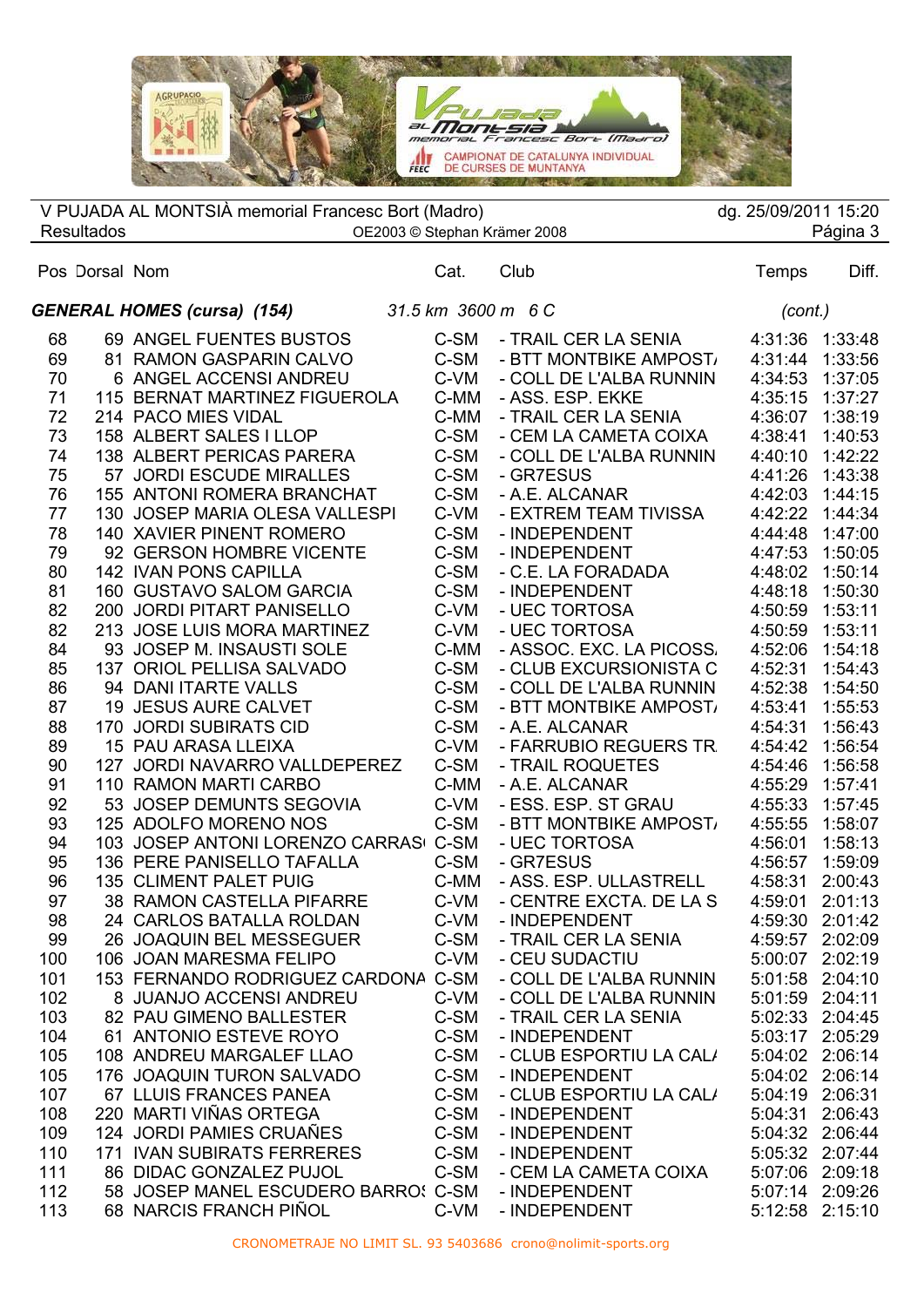V PUJADA AL MONTSIÀ memorial Francesc Bort (Madro) — dg. 25/09/2011 15:20

Resultados — OE2003 © Stephan Krämer 2008

## GENERAL HOMES (cursa) (154) — 31.5 km 3600 m 6 C (cont.)

| Pos | Dorsal | Nom | Cat. | Club | Temps | Diff. |
|---|---|---|---|---|---|---|
| 68 | 69 | ANGEL FUENTES BUSTOS | C-SM | - TRAIL CER LA SENIA | 4:31:36 | 1:33:48 |
| 69 | 81 | RAMON GASPARIN CALVO | C-SM | - BTT MONTBIKE AMPOST/ | 4:31:44 | 1:33:56 |
| 70 | 6 | ANGEL ACCENSI ANDREU | C-VM | - COLL DE L'ALBA RUNNIN | 4:34:53 | 1:37:05 |
| 71 | 115 | BERNAT MARTINEZ FIGUEROLA | C-MM | - ASS. ESP. EKKE | 4:35:15 | 1:37:27 |
| 72 | 214 | PACO MIES VIDAL | C-MM | - TRAIL CER LA SENIA | 4:36:07 | 1:38:19 |
| 73 | 158 | ALBERT SALES I LLOP | C-SM | - CEM LA CAMETA COIXA | 4:38:41 | 1:40:53 |
| 74 | 138 | ALBERT PERICAS PARERA | C-SM | - COLL DE L'ALBA RUNNIN | 4:40:10 | 1:42:22 |
| 75 | 57 | JORDI ESCUDE MIRALLES | C-SM | - GR7ESUS | 4:41:26 | 1:43:38 |
| 76 | 155 | ANTONI ROMERA BRANCHAT | C-SM | - A.E. ALCANAR | 4:42:03 | 1:44:15 |
| 77 | 130 | JOSEP MARIA OLESA VALLESPI | C-VM | - EXTREM TEAM TIVISSA | 4:42:22 | 1:44:34 |
| 78 | 140 | XAVIER PINENT ROMERO | C-SM | - INDEPENDENT | 4:44:48 | 1:47:00 |
| 79 | 92 | GERSON HOMBRE VICENTE | C-SM | - INDEPENDENT | 4:47:53 | 1:50:05 |
| 80 | 142 | IVAN PONS CAPILLA | C-SM | - C.E. LA FORADADA | 4:48:02 | 1:50:14 |
| 81 | 160 | GUSTAVO SALOM GARCIA | C-SM | - INDEPENDENT | 4:48:18 | 1:50:30 |
| 82 | 200 | JORDI PITART PANISELLO | C-VM | - UEC TORTOSA | 4:50:59 | 1:53:11 |
| 82 | 213 | JOSE LUIS MORA MARTINEZ | C-VM | - UEC TORTOSA | 4:50:59 | 1:53:11 |
| 84 | 93 | JOSEP M. INSAUSTI SOLE | C-MM | - ASSOC. EXC. LA PICOSS. | 4:52:06 | 1:54:18 |
| 85 | 137 | ORIOL PELLISA SALVADO | C-SM | - CLUB EXCURSIONISTA C | 4:52:31 | 1:54:43 |
| 86 | 94 | DANI ITARTE VALLS | C-SM | - COLL DE L'ALBA RUNNIN | 4:52:38 | 1:54:50 |
| 87 | 19 | JESUS AURE CALVET | C-SM | - BTT MONTBIKE AMPOST/ | 4:53:41 | 1:55:53 |
| 88 | 170 | JORDI SUBIRATS CID | C-SM | - A.E. ALCANAR | 4:54:31 | 1:56:43 |
| 89 | 15 | PAU ARASA LLEIXA | C-VM | - FARRUBIO REGUERS TR. | 4:54:42 | 1:56:54 |
| 90 | 127 | JORDI NAVARRO VALLDEPEREZ | C-SM | - TRAIL ROQUETES | 4:54:46 | 1:56:58 |
| 91 | 110 | RAMON MARTI CARBO | C-MM | - A.E. ALCANAR | 4:55:29 | 1:57:41 |
| 92 | 53 | JOSEP DEMUNTS SEGOVIA | C-VM | - ESS. ESP. ST GRAU | 4:55:33 | 1:57:45 |
| 93 | 125 | ADOLFO MORENO NOS | C-SM | - BTT MONTBIKE AMPOST/ | 4:55:55 | 1:58:07 |
| 94 | 103 | JOSEP ANTONI LORENZO CARRAS | C-SM | - UEC TORTOSA | 4:56:01 | 1:58:13 |
| 95 | 136 | PERE PANISELLO TAFALLA | C-SM | - GR7ESUS | 4:56:57 | 1:59:09 |
| 96 | 135 | CLIMENT PALET PUIG | C-MM | - ASS. ESP. ULLASTRELL | 4:58:31 | 2:00:43 |
| 97 | 38 | RAMON CASTELLA PIFARRE | C-VM | - CENTRE EXCTA. DE LA S | 4:59:01 | 2:01:13 |
| 98 | 24 | CARLOS BATALLA ROLDAN | C-VM | - INDEPENDENT | 4:59:30 | 2:01:42 |
| 99 | 26 | JOAQUIN BEL MESSEGUER | C-SM | - TRAIL CER LA SENIA | 4:59:57 | 2:02:09 |
| 100 | 106 | JOAN MARESMA FELIPO | C-VM | - CEU SUDACTIU | 5:00:07 | 2:02:19 |
| 101 | 153 | FERNANDO RODRIGUEZ CARDONA | C-SM | - COLL DE L'ALBA RUNNIN | 5:01:58 | 2:04:10 |
| 102 | 8 | JUANJO ACCENSI ANDREU | C-VM | - COLL DE L'ALBA RUNNIN | 5:01:59 | 2:04:11 |
| 103 | 82 | PAU GIMENO BALLESTER | C-SM | - TRAIL CER LA SENIA | 5:02:33 | 2:04:45 |
| 104 | 61 | ANTONIO ESTEVE ROYO | C-SM | - INDEPENDENT | 5:03:17 | 2:05:29 |
| 105 | 108 | ANDREU MARGALEF LLAO | C-SM | - CLUB ESPORTIU LA CAL/ | 5:04:02 | 2:06:14 |
| 105 | 176 | JOAQUIN TURON SALVADO | C-SM | - INDEPENDENT | 5:04:02 | 2:06:14 |
| 107 | 67 | LLUIS FRANCES PANEA | C-SM | - CLUB ESPORTIU LA CAL/ | 5:04:19 | 2:06:31 |
| 108 | 220 | MARTI VIÑAS ORTEGA | C-SM | - INDEPENDENT | 5:04:31 | 2:06:43 |
| 109 | 124 | JORDI PAMIES CRUAÑES | C-SM | - INDEPENDENT | 5:04:32 | 2:06:44 |
| 110 | 171 | IVAN SUBIRATS FERRERES | C-SM | - INDEPENDENT | 5:05:32 | 2:07:44 |
| 111 | 86 | DIDAC GONZALEZ PUJOL | C-SM | - CEM LA CAMETA COIXA | 5:07:06 | 2:09:18 |
| 112 | 58 | JOSEP MANEL ESCUDERO BARROS | C-SM | - INDEPENDENT | 5:07:14 | 2:09:26 |
| 113 | 68 | NARCIS FRANCH PIÑOL | C-VM | - INDEPENDENT | 5:12:58 | 2:15:10 |

CRONOMETRAJE NO LIMIT SL. 93 5403686 crono@nolimit-sports.org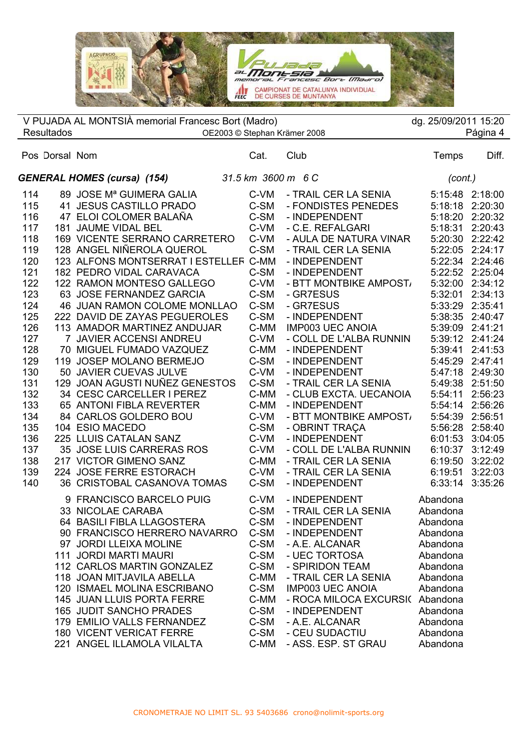V PUJADA AL MONTSIÀ memorial Francesc Bort (Madro)  
Resultados  
OE2003 © Stephan Krämer 2008  
dg. 25/09/2011 15:20

| Pos | Dorsal | Nom | Cat. | Club | Temps | Diff. |
|---|---|---|---|---|---|---|
| ***GENERAL HOMES (cursa) (154)*** | | | *31.5 km 3600 m 6 C* | | *(cont.)* | |
| 114 | 89 | JOSE Mª GUIMERA GALIA | C-VM | - TRAIL CER LA SENIA | 5:15:48 | 2:18:00 |
| 115 | 41 | JESUS CASTILLO PRADO | C-SM | - FONDISTES PENEDES | 5:18:18 | 2:20:30 |
| 116 | 47 | ELOI COLOMER BALAÑA | C-SM | - INDEPENDENT | 5:18:20 | 2:20:32 |
| 117 | 181 | JAUME VIDAL BEL | C-VM | - C.E. REFALGARI | 5:18:31 | 2:20:43 |
| 118 | 169 | VICENTE SERRANO CARRETERO | C-VM | - AULA DE NATURA VINAR | 5:20:30 | 2:22:42 |
| 119 | 128 | ANGEL NIÑEROLA QUEROL | C-SM | - TRAIL CER LA SENIA | 5:22:05 | 2:24:17 |
| 120 | 123 | ALFONS MONTSERRAT I ESTELLEF | C-MM | - INDEPENDENT | 5:22:34 | 2:24:46 |
| 121 | 182 | PEDRO VIDAL CARAVACA | C-SM | - INDEPENDENT | 5:22:52 | 2:25:04 |
| 122 | 122 | RAMON MONTESO GALLEGO | C-VM | - BTT MONTBIKE AMPOST/ | 5:32:00 | 2:34:12 |
| 123 | 63 | JOSE FERNANDEZ GARCIA | C-SM | - GR7ESUS | 5:32:01 | 2:34:13 |
| 124 | 46 | JUAN RAMON COLOME MONLLAO | C-SM | - GR7ESUS | 5:33:29 | 2:35:41 |
| 125 | 222 | DAVID DE ZAYAS PEGUEROLES | C-SM | - INDEPENDENT | 5:38:35 | 2:40:47 |
| 126 | 113 | AMADOR MARTINEZ ANDUJAR | C-MM | IMP003 UEC ANOIA | 5:39:09 | 2:41:21 |
| 127 | 7 | JAVIER ACCENSI ANDREU | C-VM | - COLL DE L'ALBA RUNNIN | 5:39:12 | 2:41:24 |
| 128 | 70 | MIGUEL FUMADO VAZQUEZ | C-MM | - INDEPENDENT | 5:39:41 | 2:41:53 |
| 129 | 119 | JOSEP MOLANO BERMEJO | C-SM | - INDEPENDENT | 5:45:29 | 2:47:41 |
| 130 | 50 | JAVIER CUEVAS JULVE | C-VM | - INDEPENDENT | 5:47:18 | 2:49:30 |
| 131 | 129 | JOAN AGUSTI NUÑEZ GENESTOS | C-SM | - TRAIL CER LA SENIA | 5:49:38 | 2:51:50 |
| 132 | 34 | CESC CARCELLER I PEREZ | C-MM | - CLUB EXCTA. UECANOIA | 5:54:11 | 2:56:23 |
| 133 | 65 | ANTONI FIBLA REVERTER | C-MM | - INDEPENDENT | 5:54:14 | 2:56:26 |
| 134 | 84 | CARLOS GOLDERO BOU | C-VM | - BTT MONTBIKE AMPOST/ | 5:54:39 | 2:56:51 |
| 135 | 104 | ESIO MACEDO | C-SM | - OBRINT TRAÇA | 5:56:28 | 2:58:40 |
| 136 | 225 | LLUIS CATALAN SANZ | C-VM | - INDEPENDENT | 6:01:53 | 3:04:05 |
| 137 | 35 | JOSE LUIS CARRERAS ROS | C-VM | - COLL DE L'ALBA RUNNIN | 6:10:37 | 3:12:49 |
| 138 | 217 | VICTOR GIMENO SANZ | C-MM | - TRAIL CER LA SENIA | 6:19:50 | 3:22:02 |
| 139 | 224 | JOSE FERRE ESTORACH | C-VM | - TRAIL CER LA SENIA | 6:19:51 | 3:22:03 |
| 140 | 36 | CRISTOBAL CASANOVA TOMAS | C-SM | - INDEPENDENT | 6:33:14 | 3:35:26 |
| | 9 | FRANCISCO BARCELO PUIG | C-VM | - INDEPENDENT | Abandona | |
| | 33 | NICOLAE CARABA | C-SM | - TRAIL CER LA SENIA | Abandona | |
| | 64 | BASILI FIBLA LLAGOSTERA | C-SM | - INDEPENDENT | Abandona | |
| | 90 | FRANCISCO HERRERO NAVARRO | C-SM | - INDEPENDENT | Abandona | |
| | 97 | JORDI LLEIXA MOLINE | C-SM | - A.E. ALCANAR | Abandona | |
| | 111 | JORDI MARTI MAURI | C-SM | - UEC TORTOSA | Abandona | |
| | 112 | CARLOS MARTIN GONZALEZ | C-SM | - SPIRIDON TEAM | Abandona | |
| | 118 | JOAN MITJAVILA ABELLA | C-MM | - TRAIL CER LA SENIA | Abandona | |
| | 120 | ISMAEL MOLINA ESCRIBANO | C-SM | IMP003 UEC ANOIA | Abandona | |
| | 145 | JUAN LLUIS PORTA FERRE | C-MM | - ROCA MILOCA EXCURSI( | Abandona | |
| | 165 | JUDIT SANCHO PRADES | C-SM | - INDEPENDENT | Abandona | |
| | 179 | EMILIO VALLS FERNANDEZ | C-SM | - A.E. ALCANAR | Abandona | |
| | 180 | VICENT VERICAT FERRE | C-SM | - CEU SUDACTIU | Abandona | |
| | 221 | ANGEL ILLAMOLA VILALTA | C-MM | - ASS. ESP. ST GRAU | Abandona | |

CRONOMETRAJE NO LIMIT SL. 93 5403686 crono@nolimit-sports.org